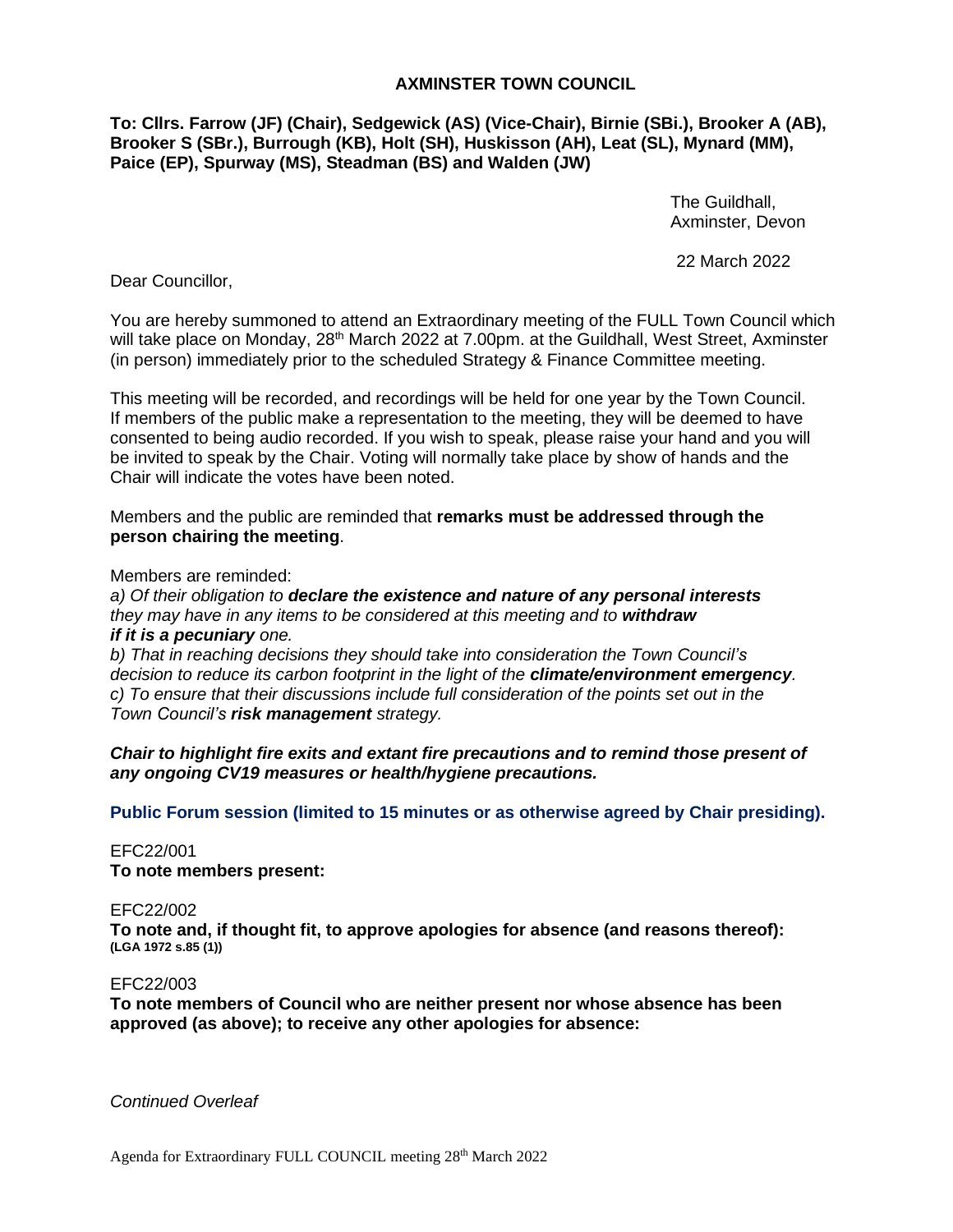# AXMINSTER TOWN COUNCIL

**To: Cllrs. Farrow (JF) (Chair), Sedgewick (AS) (Vice-Chair), Birnie (SBi.), Brooker A (AB), Brooker S (SBr.), Burrough (KB), Holt (SH), Huskisson (AH), Leat (SL), Mynard (MM), Paice (EP), Spurway (MS), Steadman (BS) and Walden (JW)**

The Guildhall,
Axminster, Devon

22 March 2022

Dear Councillor,

You are hereby summoned to attend an Extraordinary meeting of the FULL Town Council which will take place on Monday, 28th March 2022 at 7.00pm. at the Guildhall, West Street, Axminster (in person) immediately prior to the scheduled Strategy & Finance Committee meeting.

This meeting will be recorded, and recordings will be held for one year by the Town Council. If members of the public make a representation to the meeting, they will be deemed to have consented to being audio recorded. If you wish to speak, please raise your hand and you will be invited to speak by the Chair. Voting will normally take place by show of hands and the Chair will indicate the votes have been noted.

Members and the public are reminded that **remarks must be addressed through the person chairing the meeting**.

Members are reminded:

*a) Of their obligation to **declare the existence and nature of any personal interests** they may have in any items to be considered at this meeting and to **withdraw if it is a pecuniary** one.*

*b) That in reaching decisions they should take into consideration the Town Council's decision to reduce its carbon footprint in the light of the **climate/environment emergency**.*

*c) To ensure that their discussions include full consideration of the points set out in the Town Council's **risk management** strategy.*

***Chair to highlight fire exits and extant fire precautions and to remind those present of any ongoing CV19 measures or health/hygiene precautions.***

**Public Forum session (limited to 15 minutes or as otherwise agreed by Chair presiding).**

EFC22/001
**To note members present:**

EFC22/002
**To note and, if thought fit, to approve apologies for absence (and reasons thereof): (LGA 1972 s.85 (1))**

EFC22/003
**To note members of Council who are neither present nor whose absence has been approved (as above); to receive any other apologies for absence:**

*Continued Overleaf*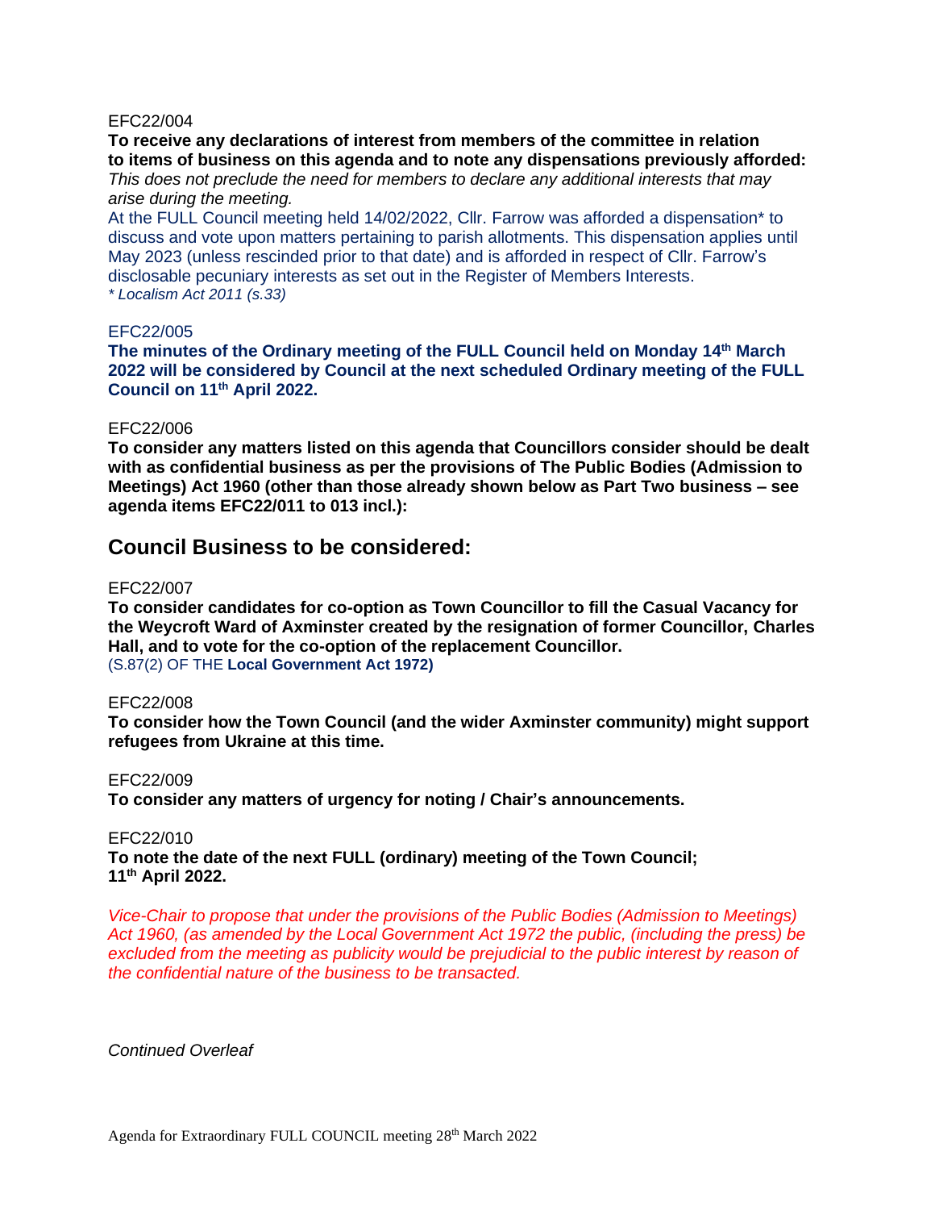EFC22/004

**To receive any declarations of interest from members of the committee in relation to items of business on this agenda and to note any dispensations previously afforded:**

*This does not preclude the need for members to declare any additional interests that may arise during the meeting.*

At the FULL Council meeting held 14/02/2022, Cllr. Farrow was afforded a dispensation* to discuss and vote upon matters pertaining to parish allotments. This dispensation applies until May 2023 (unless rescinded prior to that date) and is afforded in respect of Cllr. Farrow's disclosable pecuniary interests as set out in the Register of Members Interests.

*\* Localism Act 2011 (s.33)*

EFC22/005

**The minutes of the Ordinary meeting of the FULL Council held on Monday 14th March 2022 will be considered by Council at the next scheduled Ordinary meeting of the FULL Council on 11th April 2022.**

EFC22/006

**To consider any matters listed on this agenda that Councillors consider should be dealt with as confidential business as per the provisions of The Public Bodies (Admission to Meetings) Act 1960 (other than those already shown below as Part Two business – see agenda items EFC22/011 to 013 incl.):**

## Council Business to be considered:

EFC22/007

**To consider candidates for co-option as Town Councillor to fill the Casual Vacancy for the Weycroft Ward of Axminster created by the resignation of former Councillor, Charles Hall, and to vote for the co-option of the replacement Councillor.**

(S.87(2) OF THE **Local Government Act 1972)**

EFC22/008

**To consider how the Town Council (and the wider Axminster community) might support refugees from Ukraine at this time.**

EFC22/009

**To consider any matters of urgency for noting / Chair's announcements.**

EFC22/010

**To note the date of the next FULL (ordinary) meeting of the Town Council; 11th April 2022.**

*Vice-Chair to propose that under the provisions of the Public Bodies (Admission to Meetings) Act 1960, (as amended by the Local Government Act 1972 the public, (including the press) be excluded from the meeting as publicity would be prejudicial to the public interest by reason of the confidential nature of the business to be transacted.*

*Continued Overleaf*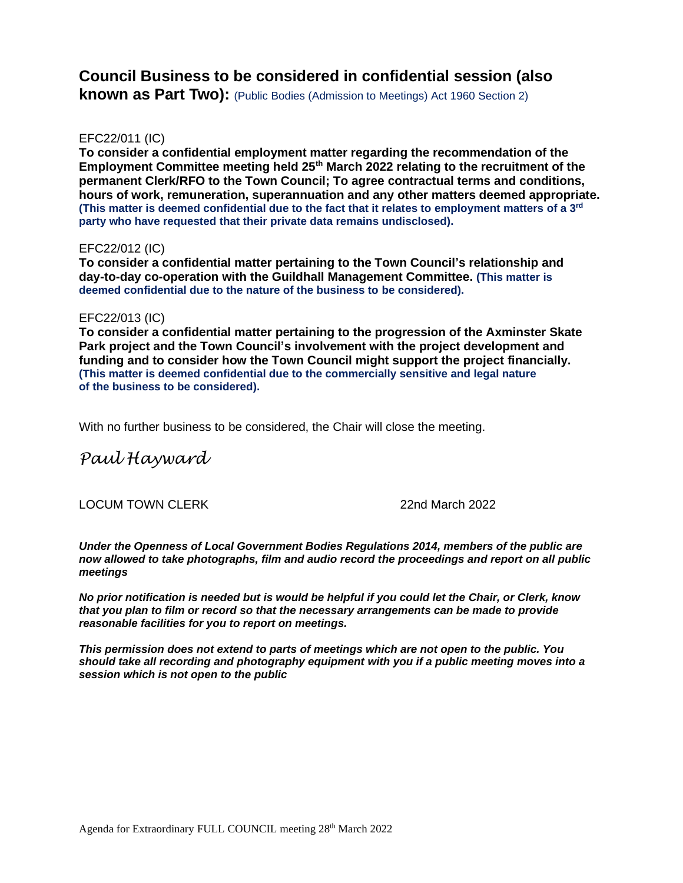## Council Business to be considered in confidential session (also known as Part Two): (Public Bodies (Admission to Meetings) Act 1960 Section 2)

EFC22/011 (IC)

**To consider a confidential employment matter regarding the recommendation of the Employment Committee meeting held 25th March 2022 relating to the recruitment of the permanent Clerk/RFO to the Town Council; To agree contractual terms and conditions, hours of work, remuneration, superannuation and any other matters deemed appropriate. (This matter is deemed confidential due to the fact that it relates to employment matters of a 3rd party who have requested that their private data remains undisclosed).**

EFC22/012 (IC)

**To consider a confidential matter pertaining to the Town Council's relationship and day-to-day co-operation with the Guildhall Management Committee. (This matter is deemed confidential due to the nature of the business to be considered).**

EFC22/013 (IC)

**To consider a confidential matter pertaining to the progression of the Axminster Skate Park project and the Town Council's involvement with the project development and funding and to consider how the Town Council might support the project financially. (This matter is deemed confidential due to the commercially sensitive and legal nature of the business to be considered).**

With no further business to be considered, the Chair will close the meeting.

*Paul Hayward*

LOCUM TOWN CLERK 22nd March 2022

***Under the Openness of Local Government Bodies Regulations 2014, members of the public are now allowed to take photographs, film and audio record the proceedings and report on all public meetings***

***No prior notification is needed but is would be helpful if you could let the Chair, or Clerk, know that you plan to film or record so that the necessary arrangements can be made to provide reasonable facilities for you to report on meetings.***

***This permission does not extend to parts of meetings which are not open to the public. You should take all recording and photography equipment with you if a public meeting moves into a session which is not open to the public***